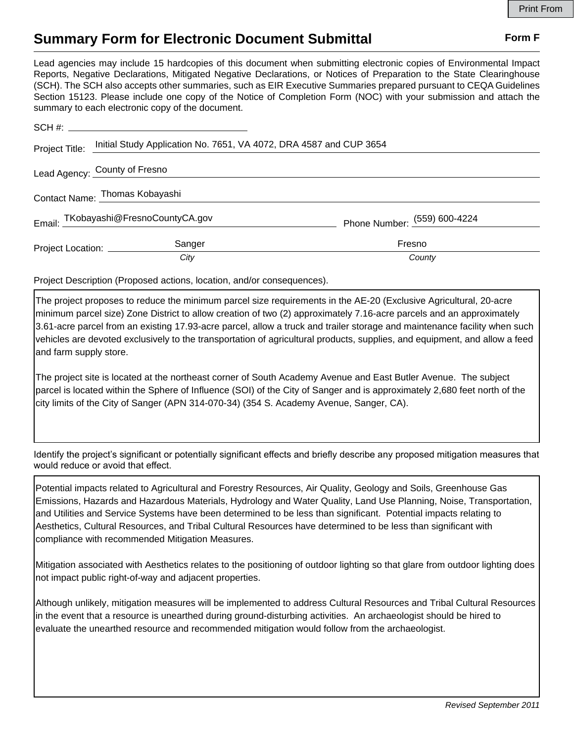# Summary Form for Electronic Document Submittal

**Form F**

Lead agencies may include 15 hardcopies of this document when submitting electronic copies of Environmental Impact Reports, Negative Declarations, Mitigated Negative Declarations, or Notices of Preparation to the State Clearinghouse (SCH). The SCH also accepts other summaries, such as EIR Executive Summaries prepared pursuant to CEQA Guidelines Section 15123. Please include one copy of the Notice of Completion Form (NOC) with your submission and attach the summary to each electronic copy of the document.

SCH #: 

Project Title: Initial Study Application No. 7651, VA 4072, DRA 4587 and CUP 3654

Lead Agency: County of Fresno

Contact Name: Thomas Kobayashi

Email: TKobayashi@FresnoCountyCA.gov Phone Number: (559) 600-4224

Project Location: Sanger (*City*) Fresno (*County*)

Project Description (Proposed actions, location, and/or consequences).

The project proposes to reduce the minimum parcel size requirements in the AE-20 (Exclusive Agricultural, 20-acre minimum parcel size) Zone District to allow creation of two (2) approximately 7.16-acre parcels and an approximately 3.61-acre parcel from an existing 17.93-acre parcel, allow a truck and trailer storage and maintenance facility when such vehicles are devoted exclusively to the transportation of agricultural products, supplies, and equipment, and allow a feed and farm supply store.

The project site is located at the northeast corner of South Academy Avenue and East Butler Avenue. The subject parcel is located within the Sphere of Influence (SOI) of the City of Sanger and is approximately 2,680 feet north of the city limits of the City of Sanger (APN 314-070-34) (354 S. Academy Avenue, Sanger, CA).

Identify the project's significant or potentially significant effects and briefly describe any proposed mitigation measures that would reduce or avoid that effect.

Potential impacts related to Agricultural and Forestry Resources, Air Quality, Geology and Soils, Greenhouse Gas Emissions, Hazards and Hazardous Materials, Hydrology and Water Quality, Land Use Planning, Noise, Transportation, and Utilities and Service Systems have been determined to be less than significant. Potential impacts relating to Aesthetics, Cultural Resources, and Tribal Cultural Resources have determined to be less than significant with compliance with recommended Mitigation Measures.

Mitigation associated with Aesthetics relates to the positioning of outdoor lighting so that glare from outdoor lighting does not impact public right-of-way and adjacent properties.

Although unlikely, mitigation measures will be implemented to address Cultural Resources and Tribal Cultural Resources in the event that a resource is unearthed during ground-disturbing activities. An archaeologist should be hired to evaluate the unearthed resource and recommended mitigation would follow from the archaeologist.

*Revised September 2011*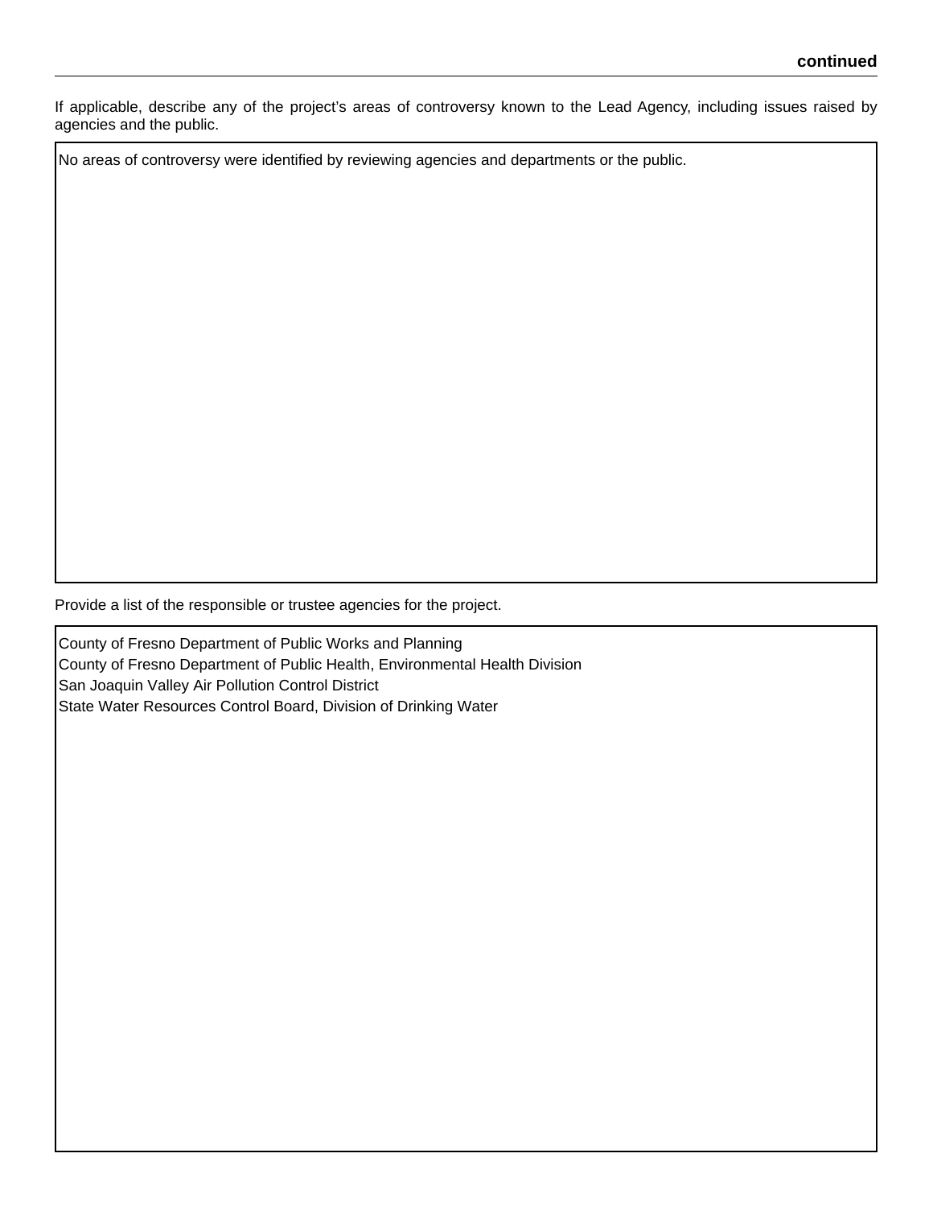**continued**

If applicable, describe any of the project's areas of controversy known to the Lead Agency, including issues raised by agencies and the public.

No areas of controversy were identified by reviewing agencies and departments or the public.

Provide a list of the responsible or trustee agencies for the project.

County of Fresno Department of Public Works and Planning
County of Fresno Department of Public Health, Environmental Health Division
San Joaquin Valley Air Pollution Control District
State Water Resources Control Board, Division of Drinking Water